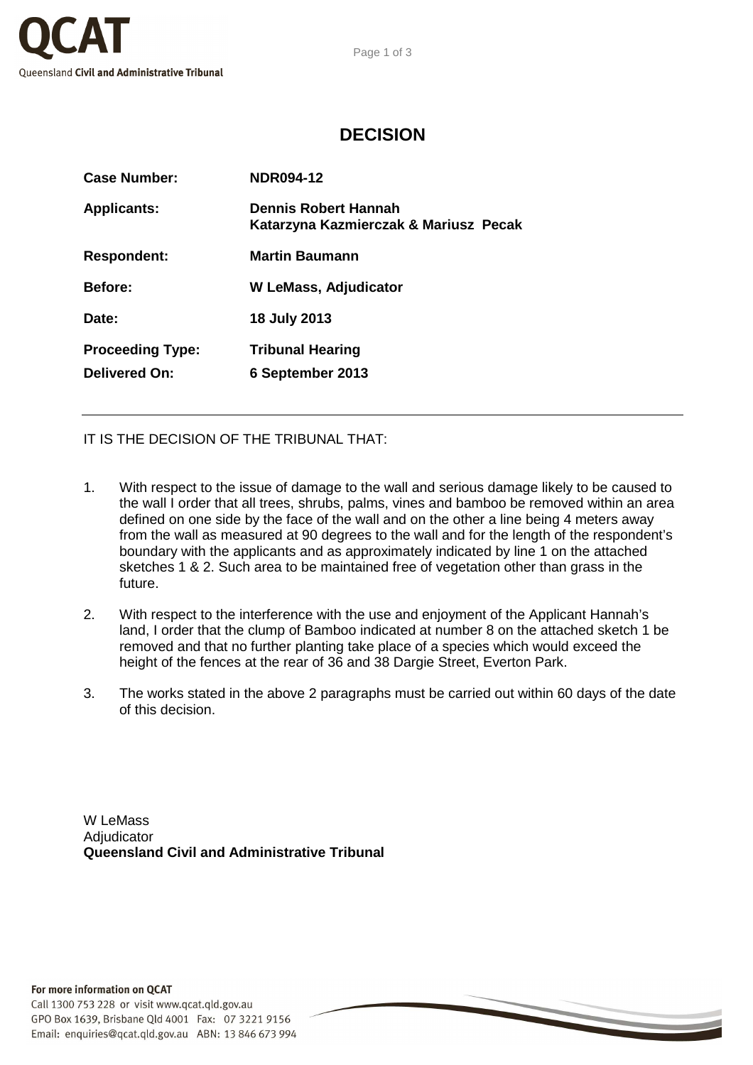QCAT

Queensland **Civil and Administrative Tribunal**

# DECISION

| | |
|---|---|
| **Case Number:** | **NDR094-12** |
| **Applicants:** | **Dennis Robert Hannah**<br>**Katarzyna Kazmierczak & Mariusz Pecak** |
| **Respondent:** | **Martin Baumann** |
| **Before:** | **W LeMass, Adjudicator** |
| **Date:** | **18 July 2013** |
| **Proceeding Type:** | **Tribunal Hearing** |
| **Delivered On:** | **6 September 2013** |

---

IT IS THE DECISION OF THE TRIBUNAL THAT:

1. With respect to the issue of damage to the wall and serious damage likely to be caused to the wall I order that all trees, shrubs, palms, vines and bamboo be removed within an area defined on one side by the face of the wall and on the other a line being 4 meters away from the wall as measured at 90 degrees to the wall and for the length of the respondent's boundary with the applicants and as approximately indicated by line 1 on the attached sketches 1 & 2. Such area to be maintained free of vegetation other than grass in the future.

2. With respect to the interference with the use and enjoyment of the Applicant Hannah's land, I order that the clump of Bamboo indicated at number 8 on the attached sketch 1 be removed and that no further planting take place of a species which would exceed the height of the fences at the rear of 36 and 38 Dargie Street, Everton Park.

3. The works stated in the above 2 paragraphs must be carried out within 60 days of the date of this decision.

W LeMass
Adjudicator
**Queensland Civil and Administrative Tribunal**

**For more information on QCAT**
Call 1300 753 228 or visit www.qcat.qld.gov.au
GPO Box 1639, Brisbane Qld 4001 Fax: 07 3221 9156
Email: enquiries@qcat.qld.gov.au ABN: 13 846 673 994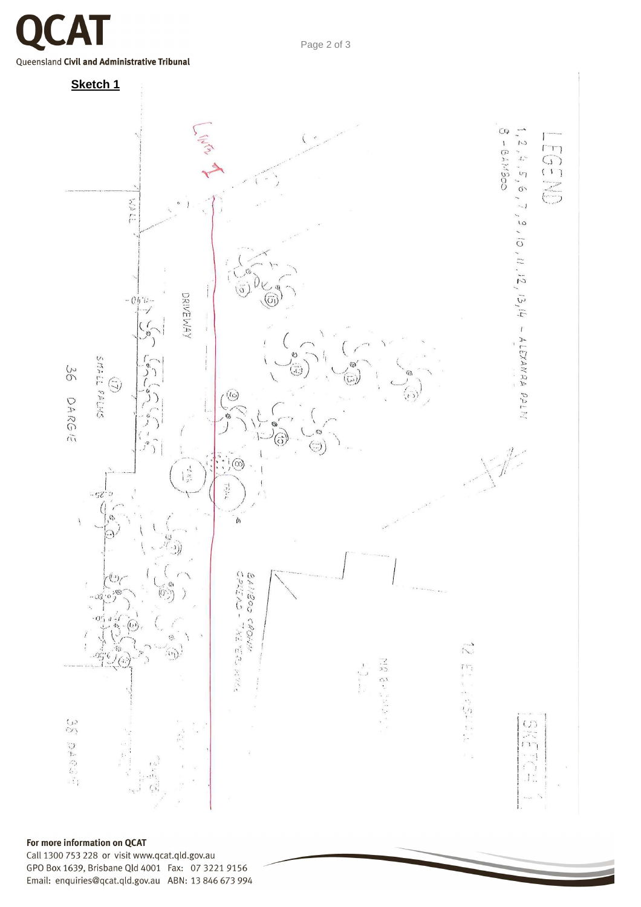**Sketch 1**

LEGEND

1, 2, 4, 5, 6, 7, 9, 10, 11, 12, 13, 14 – ALEXANDRA PALM

8 – BAMBOO

Line 1

WALL

DRIVEWAY

SMALL PALMS

36 DARGIE

TANK

BAMBOO CROWN SPREAD – TANK TO PALM

12 ELLESMERE

38 DARGIE

SKETCH 1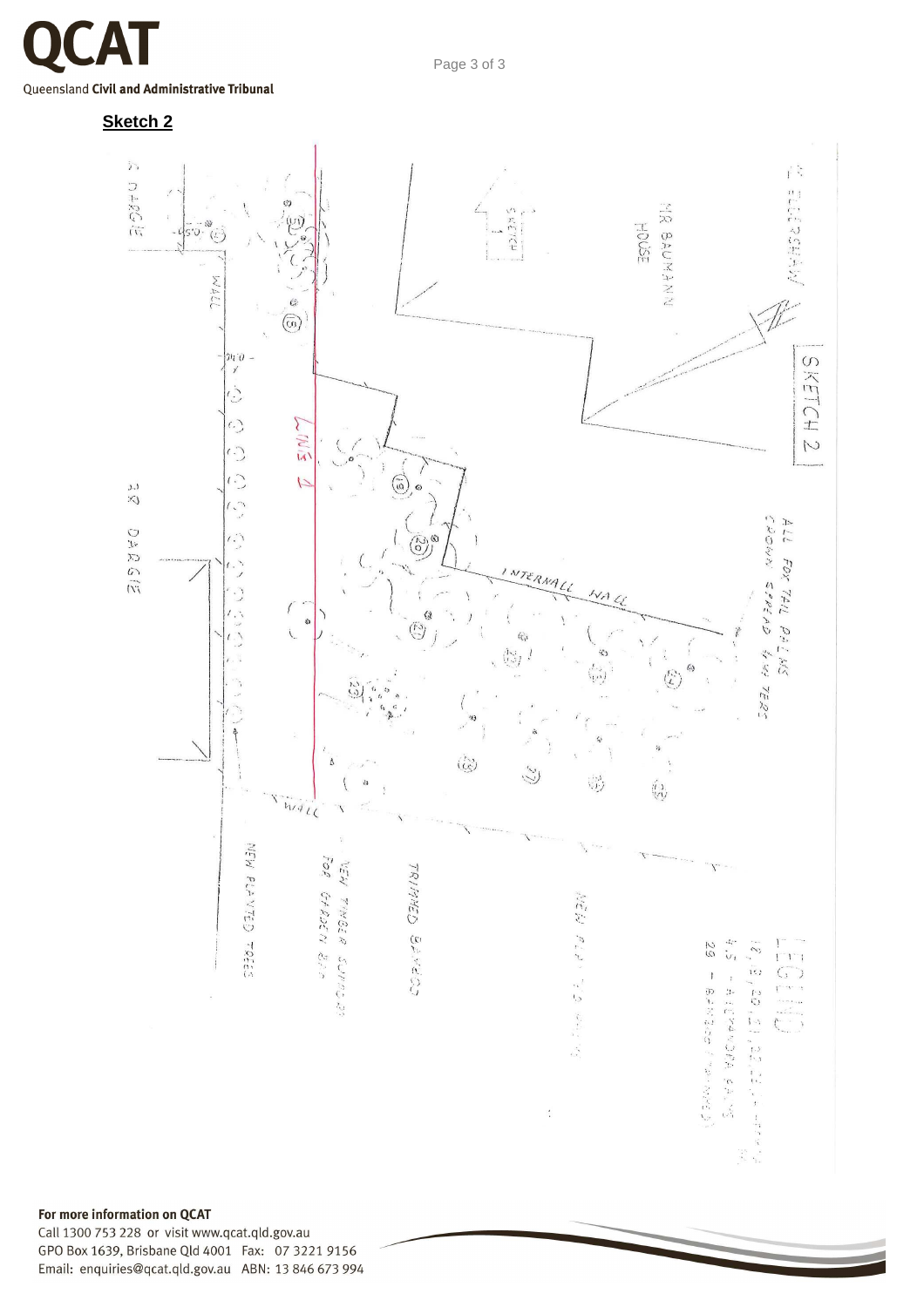**Sketch 2**

SKETCH 2

MR BAUMANN HOUSE

LINE 1

INTERNAL WALL

WALL

ALL FOX TAIL PALMS CROWN SPREAD 4 METERS

LEGEND

NEW PLANTED TREES

NEW TIMBER SURROUND FOR GARDEN BED

TRIMMED BAMBOO

**For more information on QCAT**

Call 1300 753 228 or visit www.qcat.qld.gov.au

GPO Box 1639, Brisbane Qld 4001 Fax: 07 3221 9156

Email: enquiries@qcat.qld.gov.au ABN: 13 846 673 994